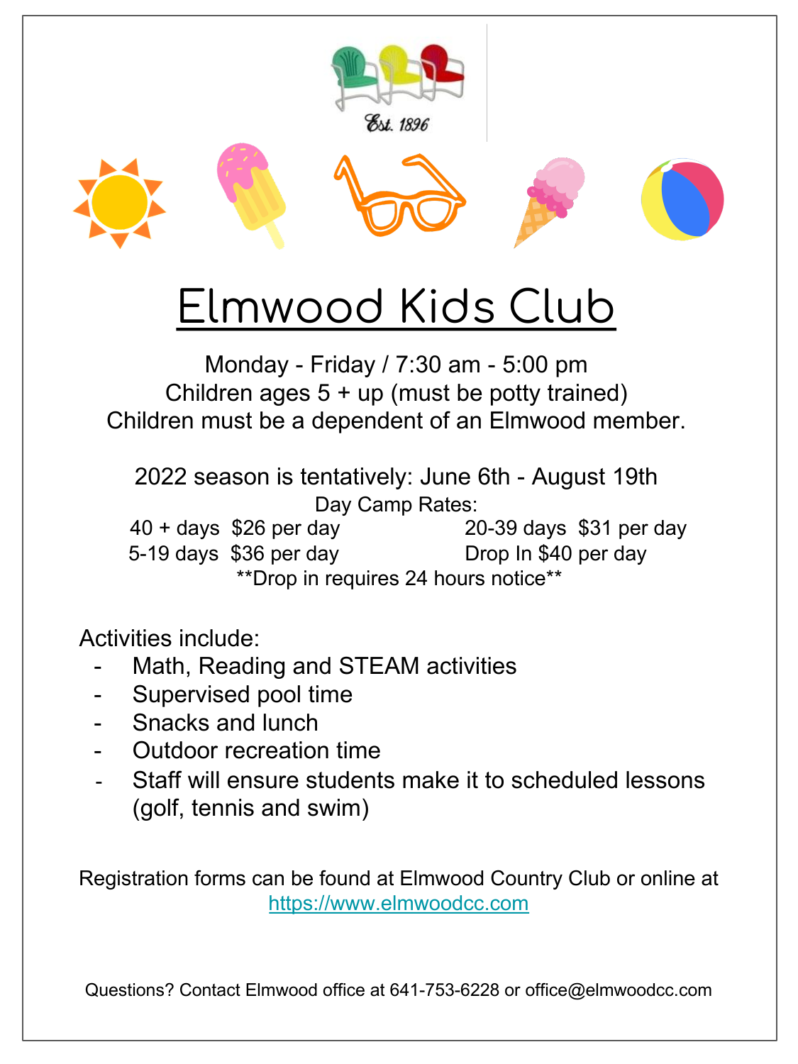Est. 1896

# Elmwood Kids Club

Monday - Friday / 7:30 am - 5:00 pm
Children ages 5 + up (must be potty trained)
Children must be a dependent of an Elmwood member.

2022 season is tentatively: June 6th - August 19th

Day Camp Rates:

| | |
|---|---|
| 40 + days $26 per day | 20-39 days $31 per day |
| 5-19 days $36 per day | Drop In $40 per day |

**Drop in requires 24 hours notice**

Activities include:

- Math, Reading and STEAM activities
- Supervised pool time
- Snacks and lunch
- Outdoor recreation time
- Staff will ensure students make it to scheduled lessons (golf, tennis and swim)

Registration forms can be found at Elmwood Country Club or online at https://www.elmwoodcc.com

Questions? Contact Elmwood office at 641-753-6228 or office@elmwoodcc.com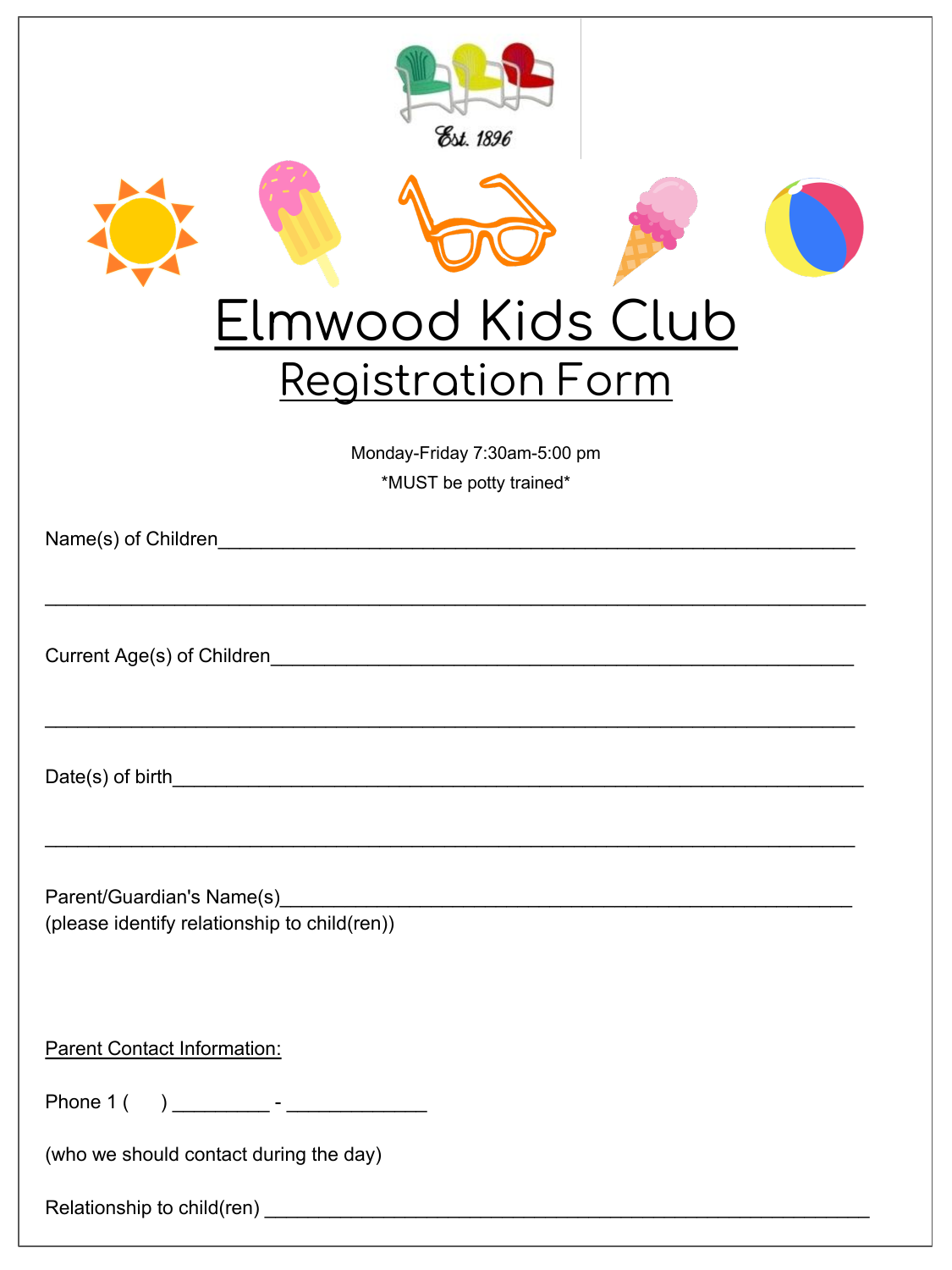Est. 1896

# Elmwood Kids Club

## Registration Form

Monday-Friday 7:30am-5:00 pm

*MUST be potty trained*

Name(s) of Children_______________________________________________________________

_________________________________________________________________________________

Current Age(s) of Children___________________________________________________________

_________________________________________________________________________________

Date(s) of birth____________________________________________________________________

_________________________________________________________________________________

Parent/Guardian's Name(s)___________________________________________________________
(please identify relationship to child(ren))

Parent Contact Information:

Phone 1 (      ) _________ - _____________

(who we should contact during the day)

Relationship to child(ren) ____________________________________________________________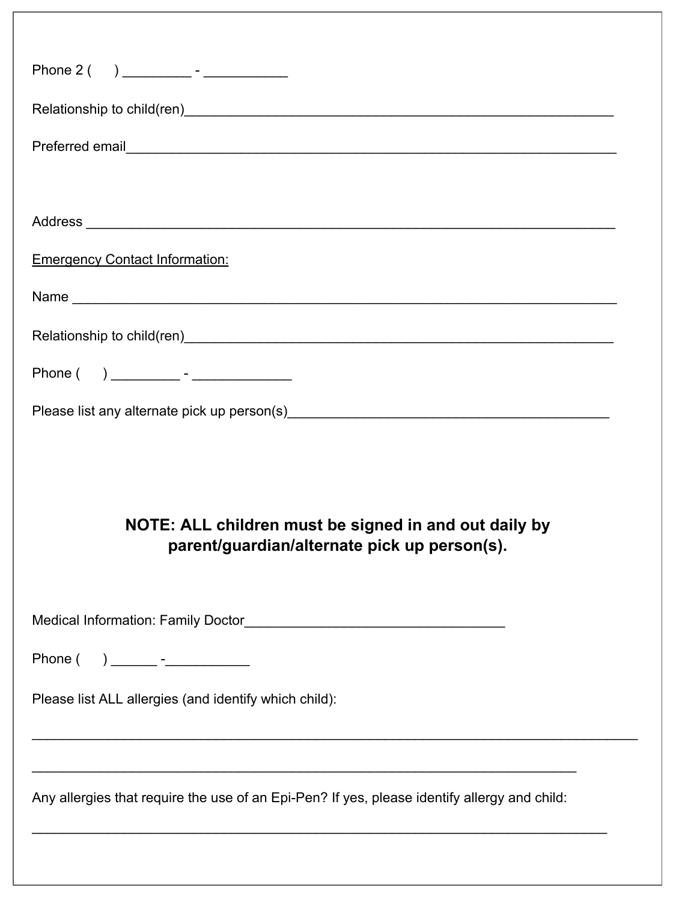Phone 2 (      ) _________ - ___________

Relationship to child(ren)___________________________________________________________

Preferred email_____________________________________________________________________

Address ____________________________________________________________________________

<u>Emergency Contact Information:</u>

Name _______________________________________________________________________________

Relationship to child(ren)___________________________________________________________

Phone (      ) _________ - _____________

Please list any alternate pick up person(s)____________________________________________

**NOTE: ALL children must be signed in and out daily by parent/guardian/alternate pick up person(s).**

Medical Information: Family Doctor__________________________________

Phone (      ) ______ -___________

Please list ALL allergies (and identify which child):

_____________________________________________________________________________________

_____________________________________________________________________________

Any allergies that require the use of an Epi-Pen? If yes, please identify allergy and child:

_________________________________________________________________________________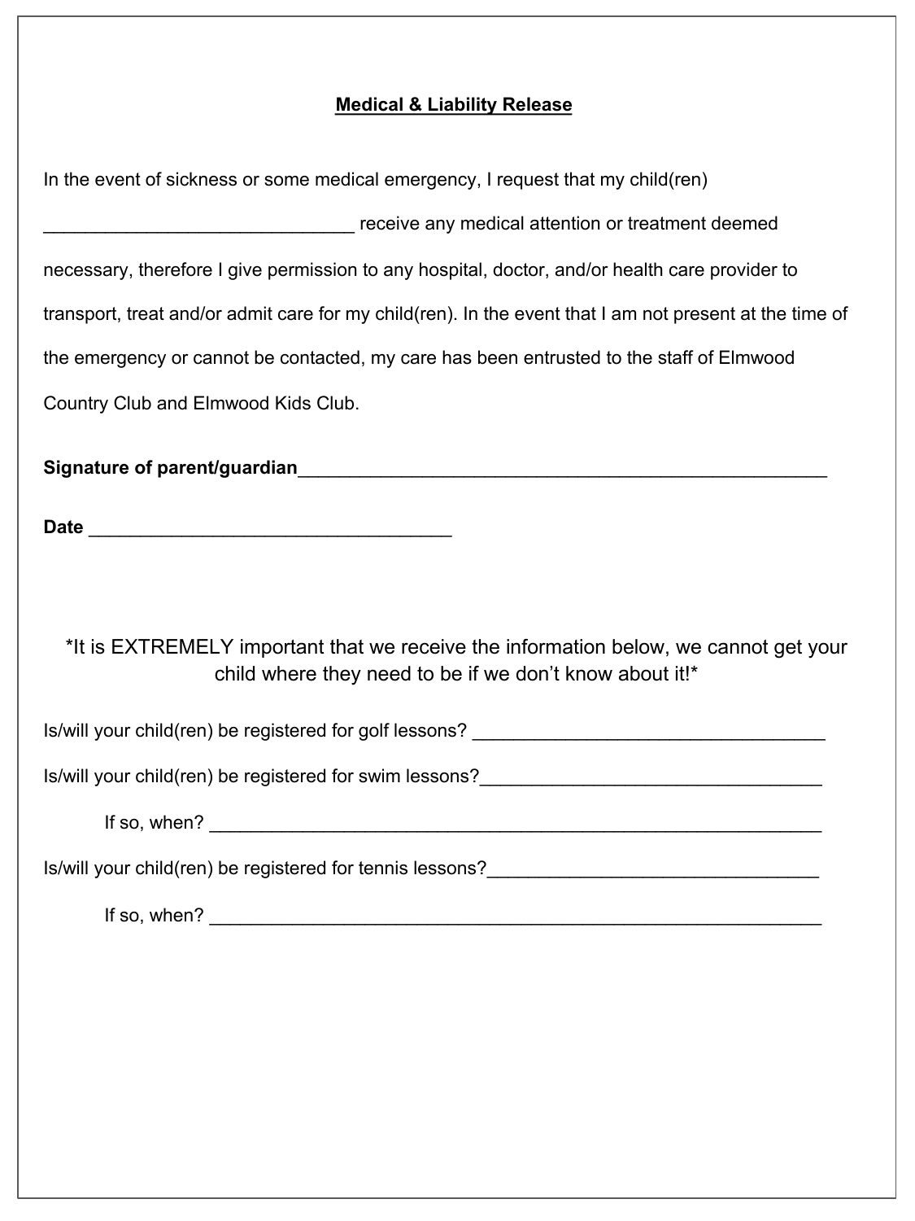**<u>Medical & Liability Release</u>**

In the event of sickness or some medical emergency, I request that my child(ren) _______________________________ receive any medical attention or treatment deemed necessary, therefore I give permission to any hospital, doctor, and/or health care provider to transport, treat and/or admit care for my child(ren). In the event that I am not present at the time of the emergency or cannot be contacted, my care has been entrusted to the staff of Elmwood Country Club and Elmwood Kids Club.

**Signature of parent/guardian**_____________________________________________________

**Date** ____________________________________

*It is EXTREMELY important that we receive the information below, we cannot get your child where they need to be if we don't know about it!*

Is/will your child(ren) be registered for golf lessons? ___________________________________

Is/will your child(ren) be registered for swim lessons?_________________________________

If so, when? _____________________________________________________________

Is/will your child(ren) be registered for tennis lessons?________________________________

If so, when? _____________________________________________________________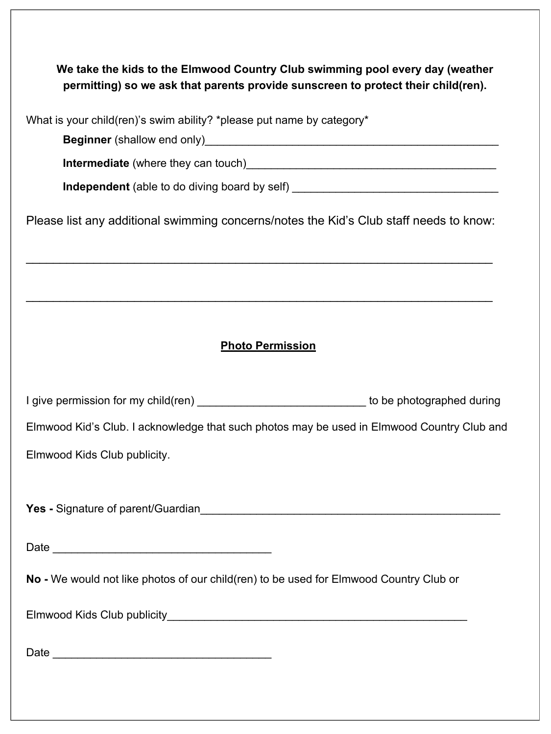**We take the kids to the Elmwood Country Club swimming pool every day (weather permitting) so we ask that parents provide sunscreen to protect their child(ren).**

What is your child(ren)'s swim ability? *please put name by category*

**Beginner** (shallow end only)_______________________________________________

**Intermediate** (where they can touch)_________________________________________

**Independent** (able to do diving board by self) __________________________________

Please list any additional swimming concerns/notes the Kid's Club staff needs to know:

___________________________________________________________________________

___________________________________________________________________________

## Photo Permission

I give permission for my child(ren) ___________________________ to be photographed during Elmwood Kid's Club. I acknowledge that such photos may be used in Elmwood Country Club and Elmwood Kids Club publicity.

**Yes -** Signature of parent/Guardian_________________________________________________

Date ___________________________________

**No -** We would not like photos of our child(ren) to be used for Elmwood Country Club or Elmwood Kids Club publicity_________________________________________________

Date ___________________________________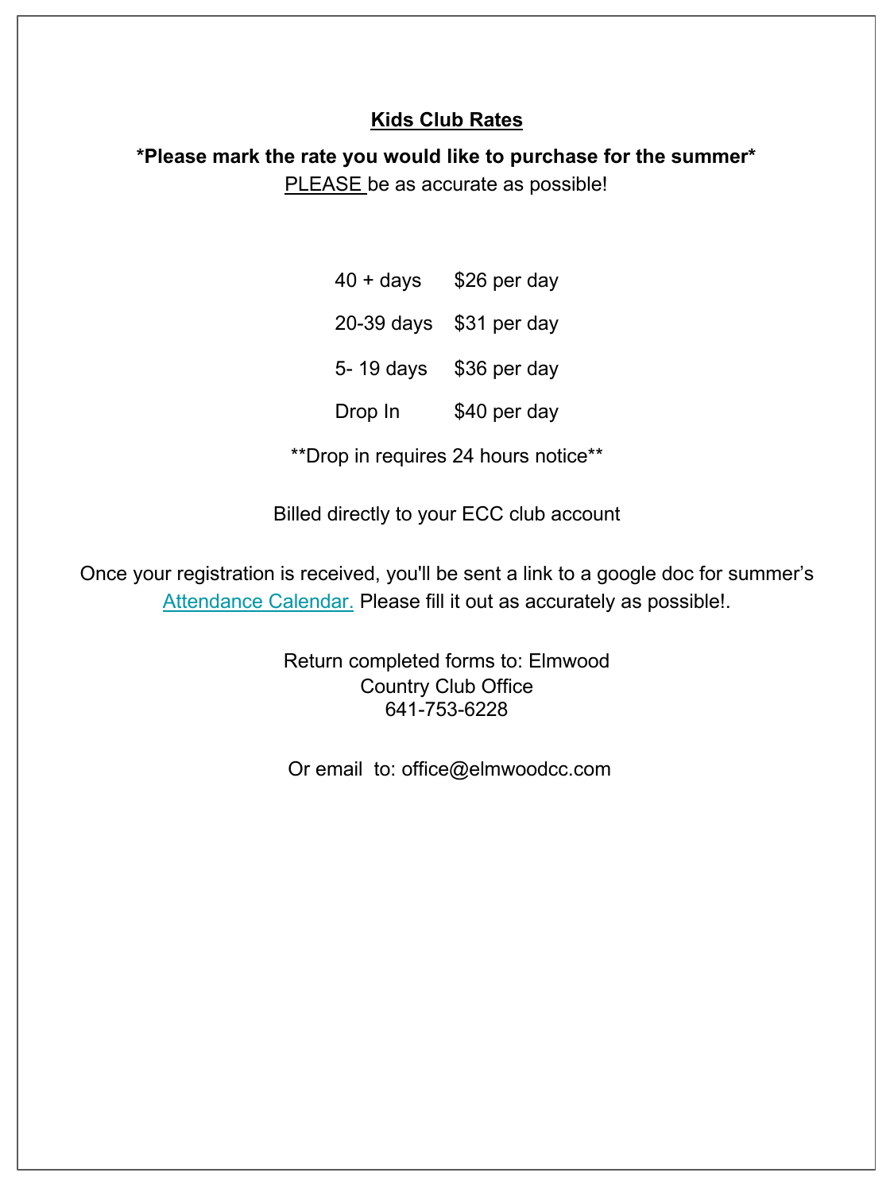<u>**Kids Club Rates**</u>

**\*Please mark the rate you would like to purchase for the summer\***

<u>PLEASE</u> be as accurate as possible!

| | |
|---|---|
| 40 + days | $26 per day |
| 20-39 days | $31 per day |
| 5- 19 days | $36 per day |
| Drop In | $40 per day |

\*\*Drop in requires 24 hours notice\*\*

Billed directly to your ECC club account

Once your registration is received, you'll be sent a link to a google doc for summer's Attendance Calendar. Please fill it out as accurately as possible!.

Return completed forms to: Elmwood Country Club Office
641-753-6228

Or email to: office@elmwoodcc.com